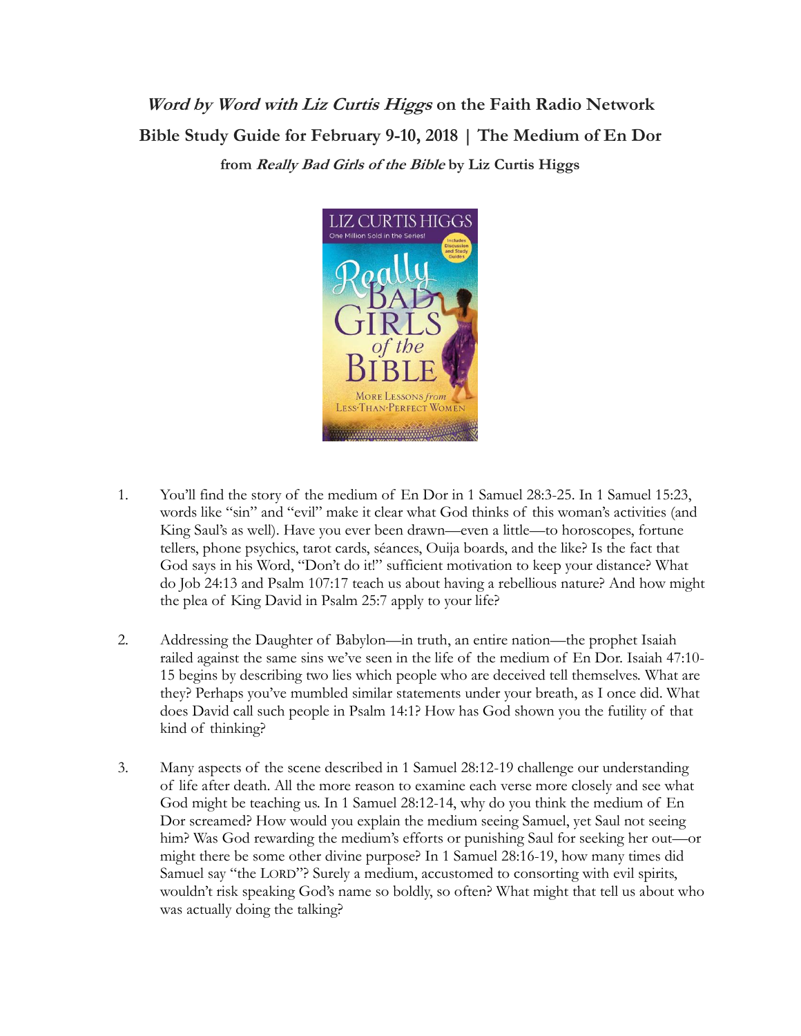***Word by Word with Liz Curtis Higgs*** **on the Faith Radio Network**

**Bible Study Guide for February 9-10, 2018 | The Medium of En Dor**

**from *Really Bad Girls of the Bible* by Liz Curtis Higgs**

1. You'll find the story of the medium of En Dor in 1 Samuel 28:3-25. In 1 Samuel 15:23, words like "sin" and "evil" make it clear what God thinks of this woman's activities (and King Saul's as well). Have you ever been drawn—even a little—to horoscopes, fortune tellers, phone psychics, tarot cards, séances, Ouija boards, and the like? Is the fact that God says in his Word, "Don't do it!" sufficient motivation to keep your distance? What do Job 24:13 and Psalm 107:17 teach us about having a rebellious nature? And how might the plea of King David in Psalm 25:7 apply to your life?

2. Addressing the Daughter of Babylon—in truth, an entire nation—the prophet Isaiah railed against the same sins we've seen in the life of the medium of En Dor. Isaiah 47:10-15 begins by describing two lies which people who are deceived tell themselves. What are they? Perhaps you've mumbled similar statements under your breath, as I once did. What does David call such people in Psalm 14:1? How has God shown you the futility of that kind of thinking?

3. Many aspects of the scene described in 1 Samuel 28:12-19 challenge our understanding of life after death. All the more reason to examine each verse more closely and see what God might be teaching us. In 1 Samuel 28:12-14, why do you think the medium of En Dor screamed? How would you explain the medium seeing Samuel, yet Saul not seeing him? Was God rewarding the medium's efforts or punishing Saul for seeking her out—or might there be some other divine purpose? In 1 Samuel 28:16-19, how many times did Samuel say "the LORD"? Surely a medium, accustomed to consorting with evil spirits, wouldn't risk speaking God's name so boldly, so often? What might that tell us about who was actually doing the talking?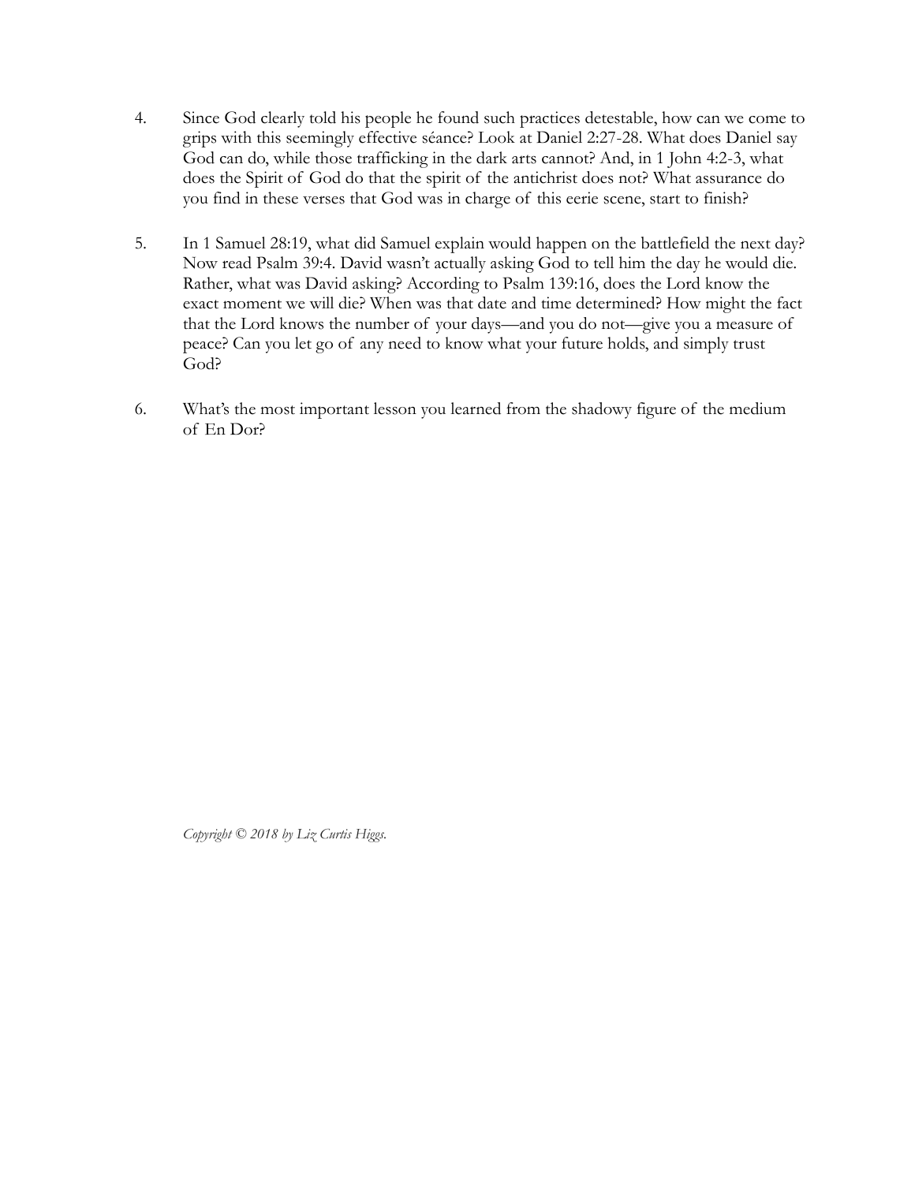4. Since God clearly told his people he found such practices detestable, how can we come to grips with this seemingly effective séance? Look at Daniel 2:27-28. What does Daniel say God can do, while those trafficking in the dark arts cannot? And, in 1 John 4:2-3, what does the Spirit of God do that the spirit of the antichrist does not? What assurance do you find in these verses that God was in charge of this eerie scene, start to finish?

5. In 1 Samuel 28:19, what did Samuel explain would happen on the battlefield the next day? Now read Psalm 39:4. David wasn't actually asking God to tell him the day he would die. Rather, what was David asking? According to Psalm 139:16, does the Lord know the exact moment we will die? When was that date and time determined? How might the fact that the Lord knows the number of your days—and you do not—give you a measure of peace? Can you let go of any need to know what your future holds, and simply trust God?

6. What's the most important lesson you learned from the shadowy figure of the medium of En Dor?

*Copyright © 2018 by Liz Curtis Higgs.*